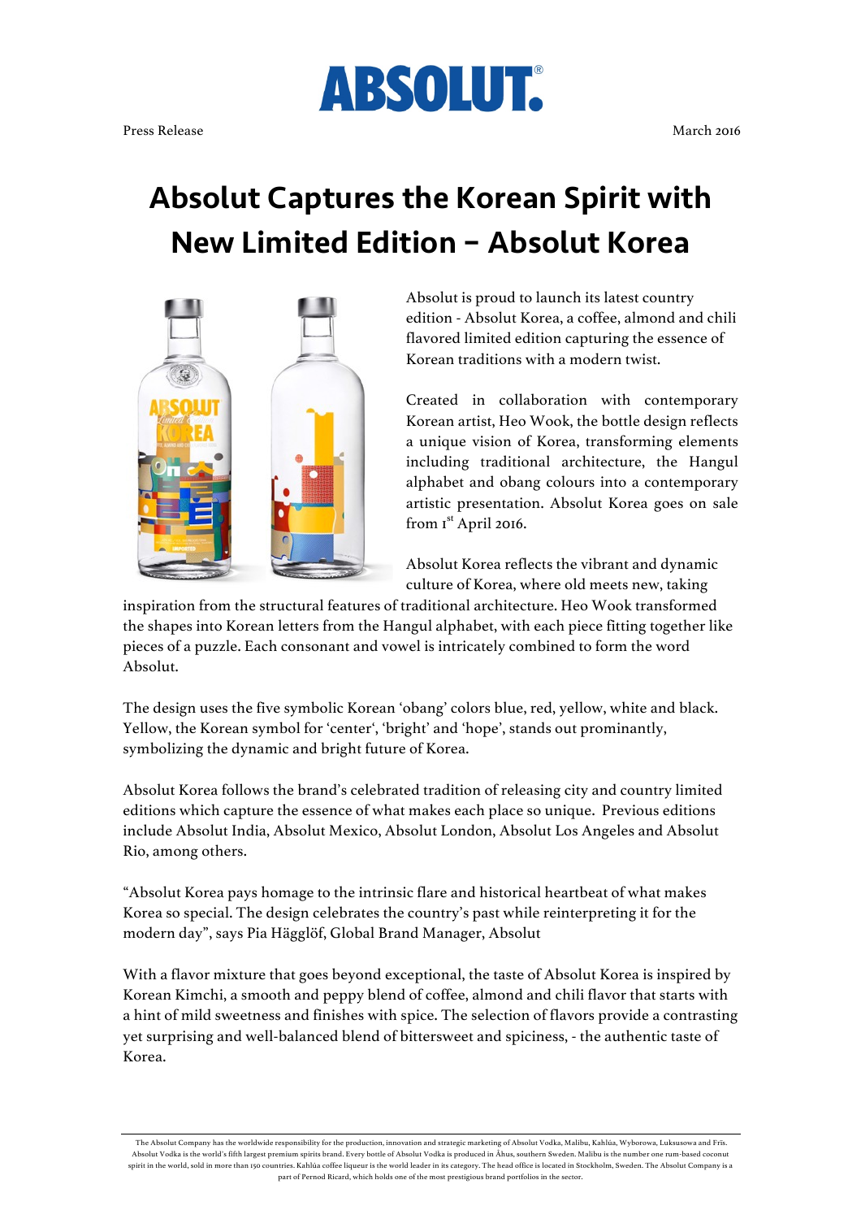ABSOLUT.®

Press Release

March 2016

# Absolut Captures the Korean Spirit with New Limited Edition – Absolut Korea

Absolut is proud to launch its latest country edition - Absolut Korea, a coffee, almond and chili flavored limited edition capturing the essence of Korean traditions with a modern twist.

Created in collaboration with contemporary Korean artist, Heo Wook, the bottle design reflects a unique vision of Korea, transforming elements including traditional architecture, the Hangul alphabet and obang colours into a contemporary artistic presentation. Absolut Korea goes on sale from 1st April 2016.

Absolut Korea reflects the vibrant and dynamic culture of Korea, where old meets new, taking inspiration from the structural features of traditional architecture. Heo Wook transformed the shapes into Korean letters from the Hangul alphabet, with each piece fitting together like pieces of a puzzle. Each consonant and vowel is intricately combined to form the word Absolut.

The design uses the five symbolic Korean 'obang' colors blue, red, yellow, white and black. Yellow, the Korean symbol for 'center', 'bright' and 'hope', stands out prominantly, symbolizing the dynamic and bright future of Korea.

Absolut Korea follows the brand's celebrated tradition of releasing city and country limited editions which capture the essence of what makes each place so unique. Previous editions include Absolut India, Absolut Mexico, Absolut London, Absolut Los Angeles and Absolut Rio, among others.

"Absolut Korea pays homage to the intrinsic flare and historical heartbeat of what makes Korea so special. The design celebrates the country's past while reinterpreting it for the modern day", says Pia Hägglöf, Global Brand Manager, Absolut

With a flavor mixture that goes beyond exceptional, the taste of Absolut Korea is inspired by Korean Kimchi, a smooth and peppy blend of coffee, almond and chili flavor that starts with a hint of mild sweetness and finishes with spice. The selection of flavors provide a contrasting yet surprising and well-balanced blend of bittersweet and spiciness, - the authentic taste of Korea.

---

The Absolut Company has the worldwide responsibility for the production, innovation and strategic marketing of Absolut Vodka, Malibu, Kahlúa, Wyborowa, Luksusowa and Frïs. Absolut Vodka is the world's fifth largest premium spirits brand. Every bottle of Absolut Vodka is produced in Åhus, southern Sweden. Malibu is the number one rum-based coconut spirit in the world, sold in more than 150 countries. Kahlúa coffee liqueur is the world leader in its category. The head office is located in Stockholm, Sweden. The Absolut Company is a part of Pernod Ricard, which holds one of the most prestigious brand portfolios in the sector.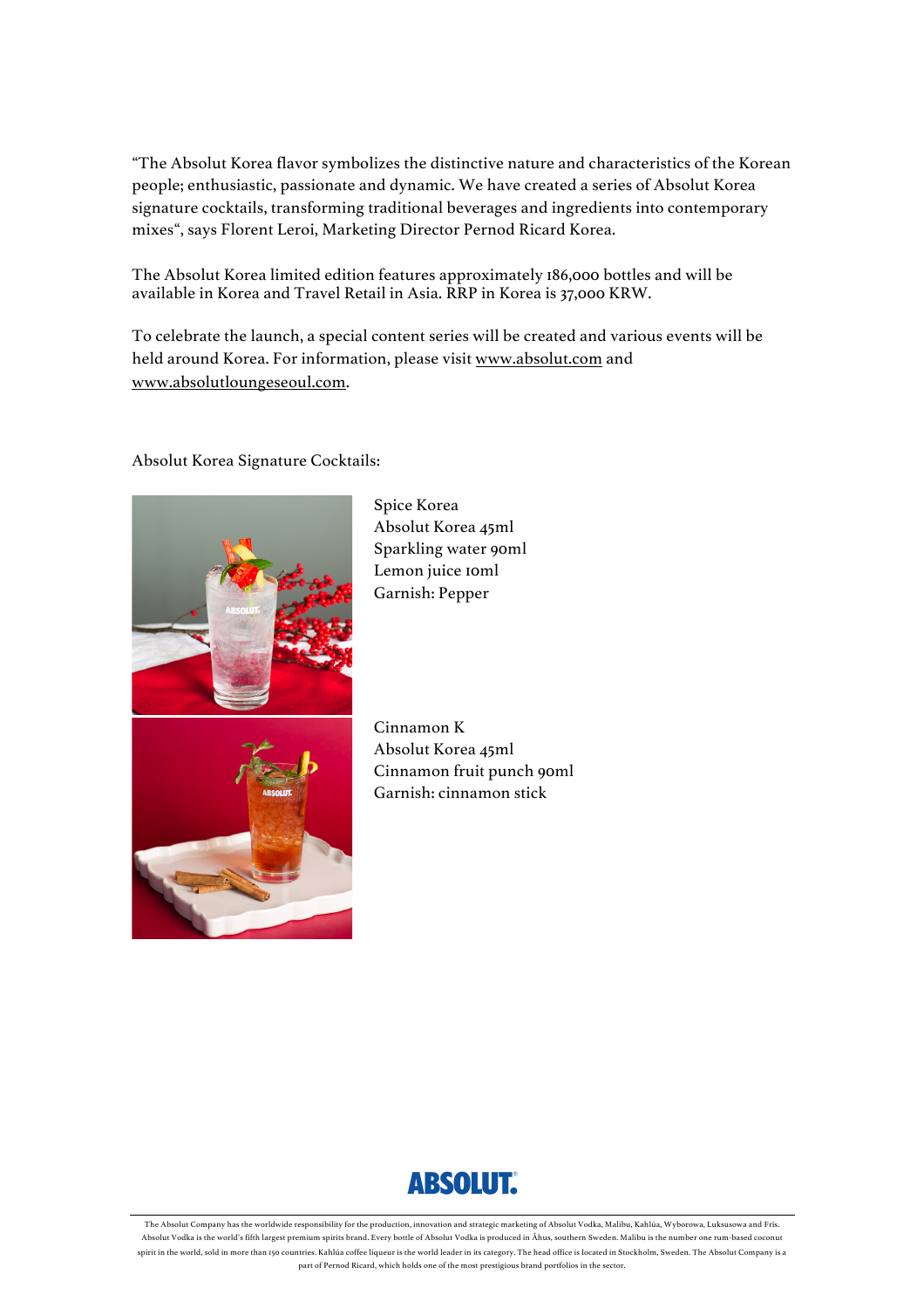“The Absolut Korea flavor symbolizes the distinctive nature and characteristics of the Korean people; enthusiastic, passionate and dynamic. We have created a series of Absolut Korea signature cocktails, transforming traditional beverages and ingredients into contemporary mixes“, says Florent Leroi, Marketing Director Pernod Ricard Korea.

The Absolut Korea limited edition features approximately 186,000 bottles and will be available in Korea and Travel Retail in Asia. RRP in Korea is 37,000 KRW.

To celebrate the launch, a special content series will be created and various events will be held around Korea. For information, please visit www.absolut.com and www.absolutloungeseoul.com.

Absolut Korea Signature Cocktails:

Spice Korea
Absolut Korea 45ml
Sparkling water 90ml
Lemon juice 10ml
Garnish: Pepper

Cinnamon K
Absolut Korea 45ml
Cinnamon fruit punch 90ml
Garnish: cinnamon stick

ABSOLUT.

The Absolut Company has the worldwide responsibility for the production, innovation and strategic marketing of Absolut Vodka, Malibu, Kahlúa, Wyborowa, Luksusowa and Frïs. Absolut Vodka is the world's fifth largest premium spirits brand. Every bottle of Absolut Vodka is produced in Åhus, southern Sweden. Malibu is the number one rum-based coconut spirit in the world, sold in more than 150 countries. Kahlúa coffee liqueur is the world leader in its category. The head office is located in Stockholm, Sweden. The Absolut Company is a part of Pernod Ricard, which holds one of the most prestigious brand portfolios in the sector.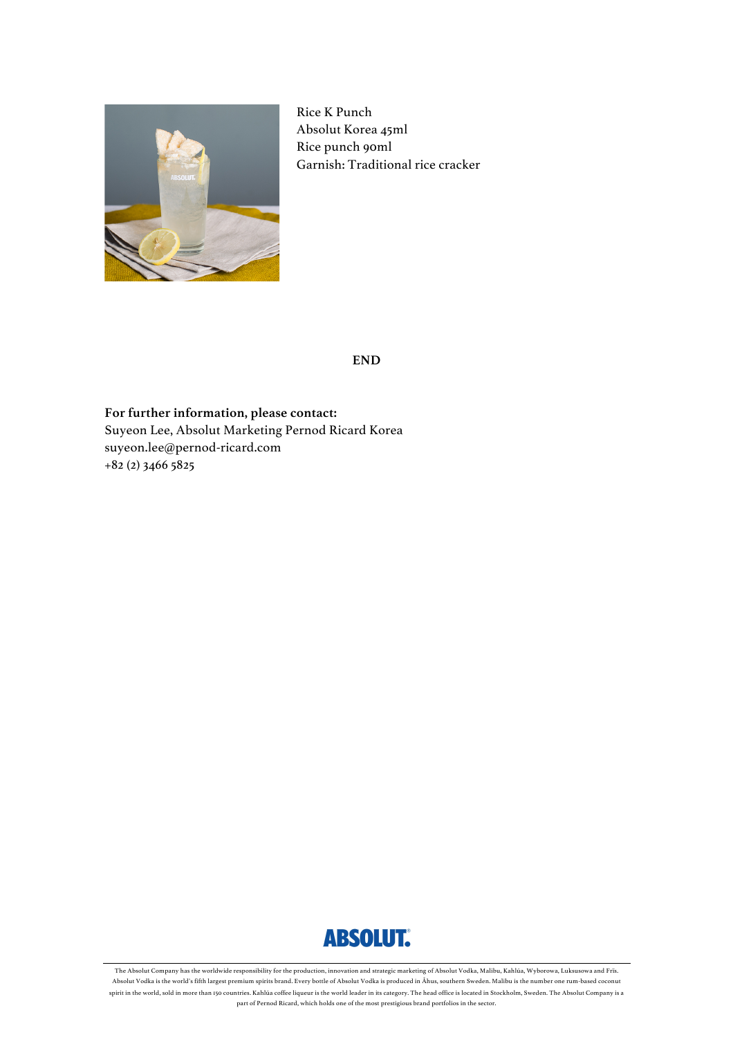Rice K Punch
Absolut Korea 45ml
Rice punch 90ml
Garnish: Traditional rice cracker

**END**

**For further information, please contact:**
Suyeon Lee, Absolut Marketing Pernod Ricard Korea
suyeon.lee@pernod-ricard.com
+82 (2) 3466 5825

ABSOLUT®

The Absolut Company has the worldwide responsibility for the production, innovation and strategic marketing of Absolut Vodka, Malibu, Kahlúa, Wyborowa, Luksusowa and Frïs. Absolut Vodka is the world's fifth largest premium spirits brand. Every bottle of Absolut Vodka is produced in Åhus, southern Sweden. Malibu is the number one rum-based coconut spirit in the world, sold in more than 150 countries. Kahlúa coffee liqueur is the world leader in its category. The head office is located in Stockholm, Sweden. The Absolut Company is a part of Pernod Ricard, which holds one of the most prestigious brand portfolios in the sector.